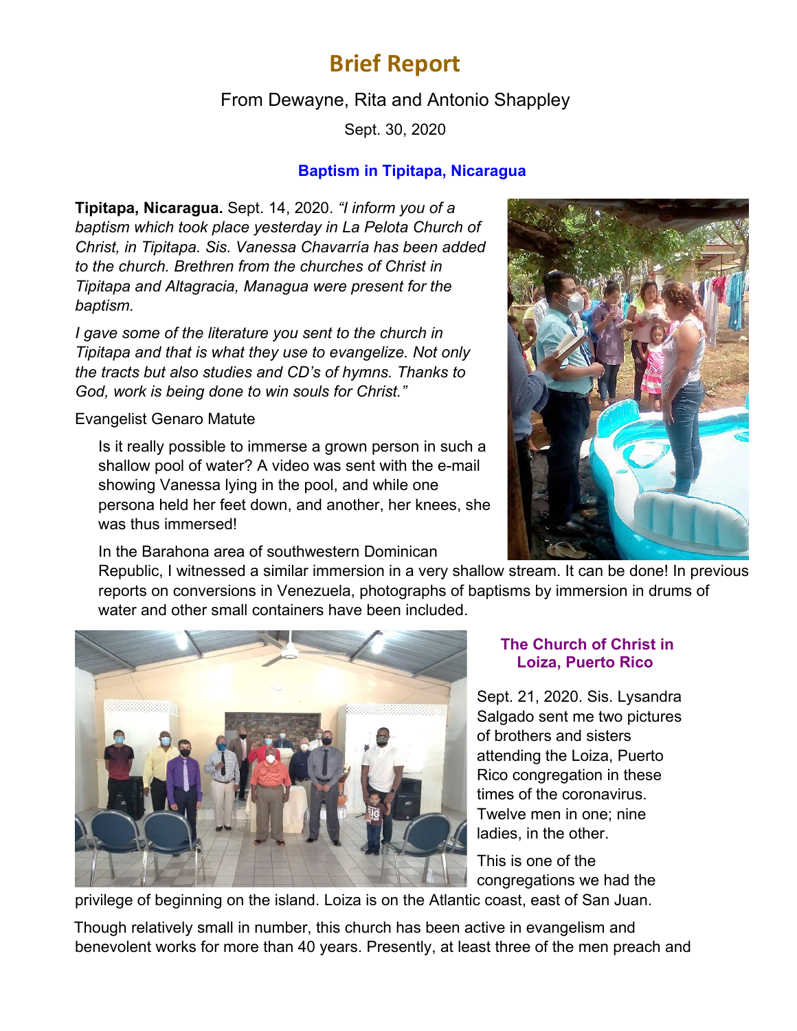# Brief Report

From Dewayne, Rita and Antonio Shappley

Sept. 30, 2020

### Baptism in Tipitapa, Nicaragua

**Tipitapa, Nicaragua.** Sept. 14, 2020. *"I inform you of a baptism which took place yesterday in La Pelota Church of Christ, in Tipitapa. Sis. Vanessa Chavarría has been added to the church. Brethren from the churches of Christ in Tipitapa and Altagracia, Managua were present for the baptism.*

*I gave some of the literature you sent to the church in Tipitapa and that is what they use to evangelize. Not only the tracts but also studies and CD's of hymns. Thanks to God, work is being done to win souls for Christ."*

Evangelist Genaro Matute

Is it really possible to immerse a grown person in such a shallow pool of water? A video was sent with the e-mail showing Vanessa lying in the pool, and while one persona held her feet down, and another, her knees, she was thus immersed!

In the Barahona area of southwestern Dominican Republic, I witnessed a similar immersion in a very shallow stream. It can be done! In previous reports on conversions in Venezuela, photographs of baptisms by immersion in drums of water and other small containers have been included.

### The Church of Christ in Loiza, Puerto Rico

Sept. 21, 2020. Sis. Lysandra Salgado sent me two pictures of brothers and sisters attending the Loiza, Puerto Rico congregation in these times of the coronavirus. Twelve men in one; nine ladies, in the other.

This is one of the congregations we had the privilege of beginning on the island. Loiza is on the Atlantic coast, east of San Juan.

Though relatively small in number, this church has been active in evangelism and benevolent works for more than 40 years. Presently, at least three of the men preach and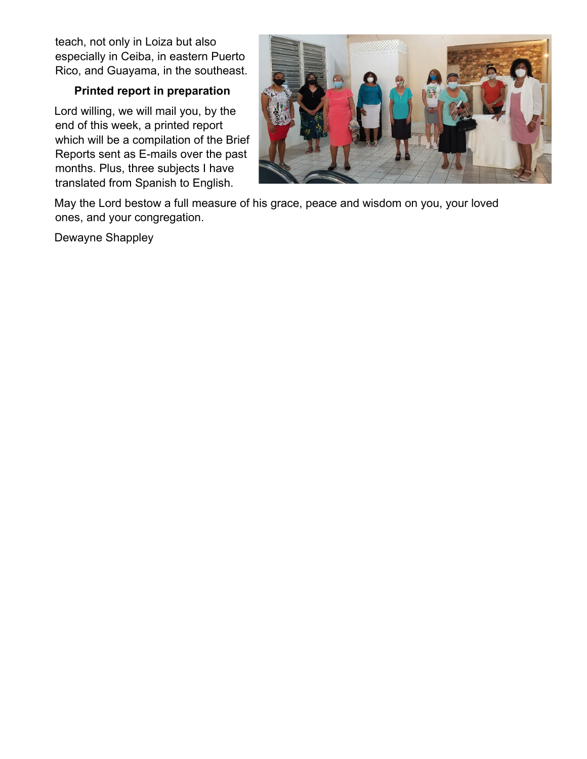teach, not only in Loiza but also especially in Ceiba, in eastern Puerto Rico, and Guayama, in the southeast.

**Printed report in preparation**

Lord willing, we will mail you, by the end of this week, a printed report which will be a compilation of the Brief Reports sent as E-mails over the past months. Plus, three subjects I have translated from Spanish to English.

May the Lord bestow a full measure of his grace, peace and wisdom on you, your loved ones, and your congregation.

Dewayne Shappley